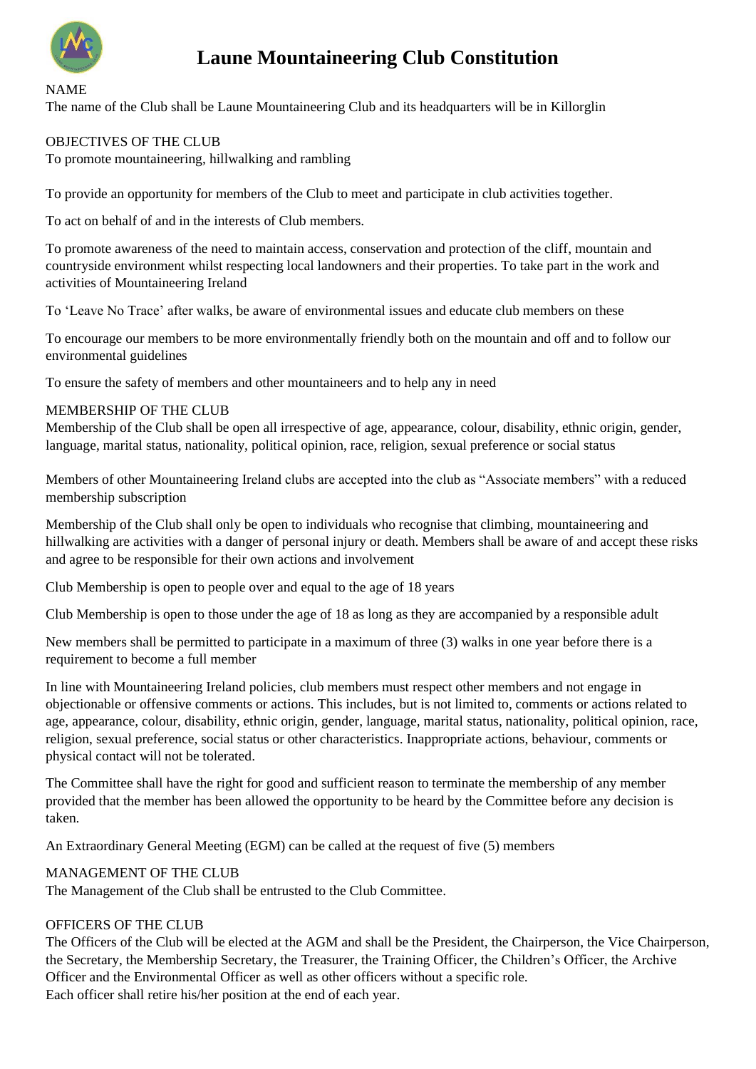# Laune Mountaineering Club Constitution

NAME

The name of the Club shall be Laune Mountaineering Club and its headquarters will be in Killorglin

OBJECTIVES OF THE CLUB

To promote mountaineering, hillwalking and rambling

To provide an opportunity for members of the Club to meet and participate in club activities together.

To act on behalf of and in the interests of Club members.

To promote awareness of the need to maintain access, conservation and protection of the cliff, mountain and countryside environment whilst respecting local landowners and their properties. To take part in the work and activities of Mountaineering Ireland

To 'Leave No Trace' after walks, be aware of environmental issues and educate club members on these

To encourage our members to be more environmentally friendly both on the mountain and off and to follow our environmental guidelines

To ensure the safety of members and other mountaineers and to help any in need

MEMBERSHIP OF THE CLUB

Membership of the Club shall be open all irrespective of age, appearance, colour, disability, ethnic origin, gender, language, marital status, nationality, political opinion, race, religion, sexual preference or social status

Members of other Mountaineering Ireland clubs are accepted into the club as "Associate members" with a reduced membership subscription

Membership of the Club shall only be open to individuals who recognise that climbing, mountaineering and hillwalking are activities with a danger of personal injury or death. Members shall be aware of and accept these risks and agree to be responsible for their own actions and involvement

Club Membership is open to people over and equal to the age of 18 years

Club Membership is open to those under the age of 18 as long as they are accompanied by a responsible adult

New members shall be permitted to participate in a maximum of three (3) walks in one year before there is a requirement to become a full member

In line with Mountaineering Ireland policies, club members must respect other members and not engage in objectionable or offensive comments or actions. This includes, but is not limited to, comments or actions related to age, appearance, colour, disability, ethnic origin, gender, language, marital status, nationality, political opinion, race, religion, sexual preference, social status or other characteristics. Inappropriate actions, behaviour, comments or physical contact will not be tolerated.

The Committee shall have the right for good and sufficient reason to terminate the membership of any member provided that the member has been allowed the opportunity to be heard by the Committee before any decision is taken.

An Extraordinary General Meeting (EGM) can be called at the request of five (5) members

MANAGEMENT OF THE CLUB

The Management of the Club shall be entrusted to the Club Committee.

OFFICERS OF THE CLUB

The Officers of the Club will be elected at the AGM and shall be the President, the Chairperson, the Vice Chairperson, the Secretary, the Membership Secretary, the Treasurer, the Training Officer, the Children's Officer, the Archive Officer and the Environmental Officer as well as other officers without a specific role.
Each officer shall retire his/her position at the end of each year.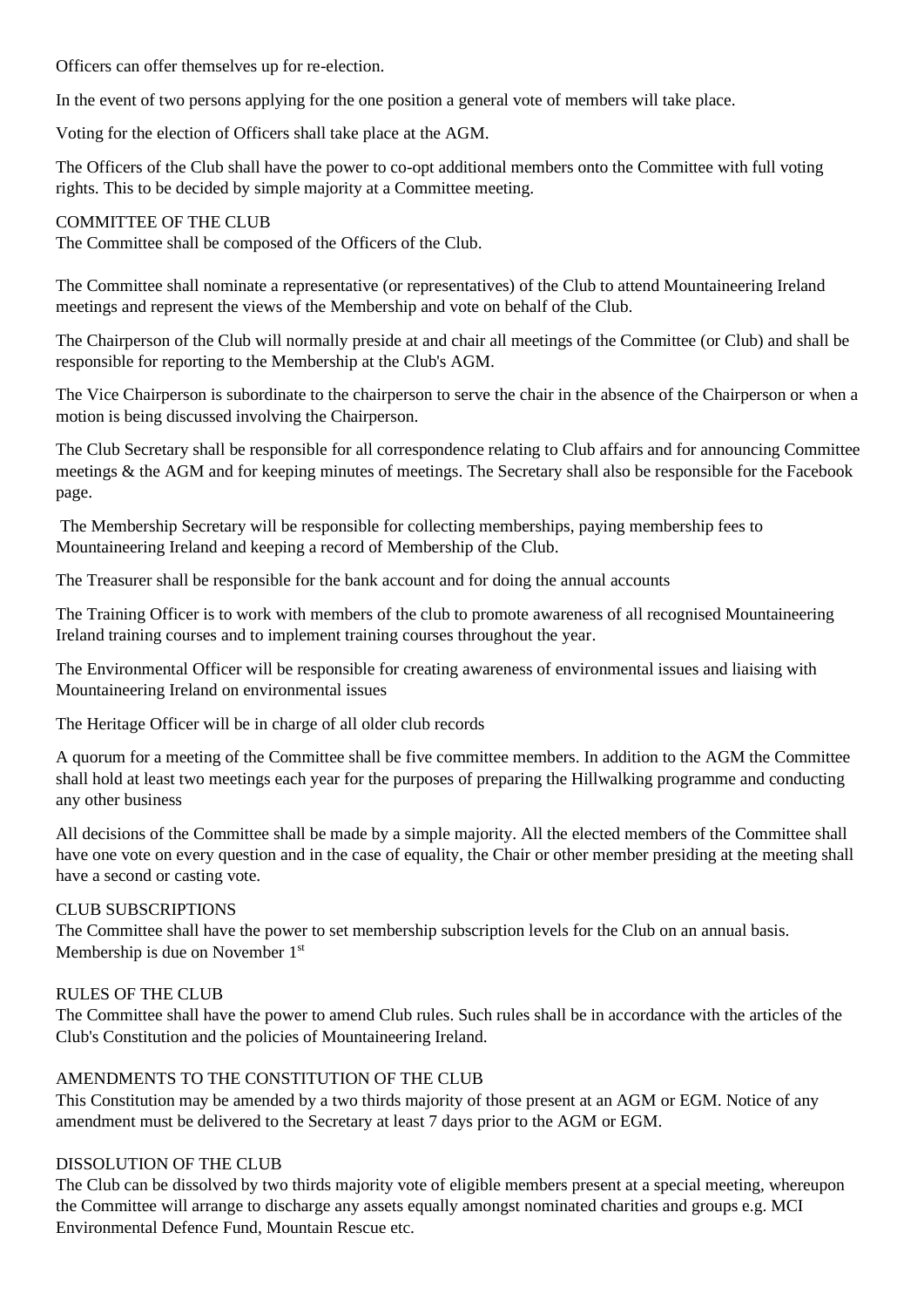Officers can offer themselves up for re-election.

In the event of two persons applying for the one position a general vote of members will take place.

Voting for the election of Officers shall take place at the AGM.

The Officers of the Club shall have the power to co-opt additional members onto the Committee with full voting rights. This to be decided by simple majority at a Committee meeting.

## COMMITTEE OF THE CLUB

The Committee shall be composed of the Officers of the Club.

The Committee shall nominate a representative (or representatives) of the Club to attend Mountaineering Ireland meetings and represent the views of the Membership and vote on behalf of the Club.

The Chairperson of the Club will normally preside at and chair all meetings of the Committee (or Club) and shall be responsible for reporting to the Membership at the Club's AGM.

The Vice Chairperson is subordinate to the chairperson to serve the chair in the absence of the Chairperson or when a motion is being discussed involving the Chairperson.

The Club Secretary shall be responsible for all correspondence relating to Club affairs and for announcing Committee meetings & the AGM and for keeping minutes of meetings. The Secretary shall also be responsible for the Facebook page.

The Membership Secretary will be responsible for collecting memberships, paying membership fees to Mountaineering Ireland and keeping a record of Membership of the Club.

The Treasurer shall be responsible for the bank account and for doing the annual accounts

The Training Officer is to work with members of the club to promote awareness of all recognised Mountaineering Ireland training courses and to implement training courses throughout the year.

The Environmental Officer will be responsible for creating awareness of environmental issues and liaising with Mountaineering Ireland on environmental issues

The Heritage Officer will be in charge of all older club records

A quorum for a meeting of the Committee shall be five committee members. In addition to the AGM the Committee shall hold at least two meetings each year for the purposes of preparing the Hillwalking programme and conducting any other business

All decisions of the Committee shall be made by a simple majority. All the elected members of the Committee shall have one vote on every question and in the case of equality, the Chair or other member presiding at the meeting shall have a second or casting vote.

## CLUB SUBSCRIPTIONS

The Committee shall have the power to set membership subscription levels for the Club on an annual basis. Membership is due on November 1st

## RULES OF THE CLUB

The Committee shall have the power to amend Club rules. Such rules shall be in accordance with the articles of the Club's Constitution and the policies of Mountaineering Ireland.

## AMENDMENTS TO THE CONSTITUTION OF THE CLUB

This Constitution may be amended by a two thirds majority of those present at an AGM or EGM. Notice of any amendment must be delivered to the Secretary at least 7 days prior to the AGM or EGM.

## DISSOLUTION OF THE CLUB

The Club can be dissolved by two thirds majority vote of eligible members present at a special meeting, whereupon the Committee will arrange to discharge any assets equally amongst nominated charities and groups e.g. MCI Environmental Defence Fund, Mountain Rescue etc.